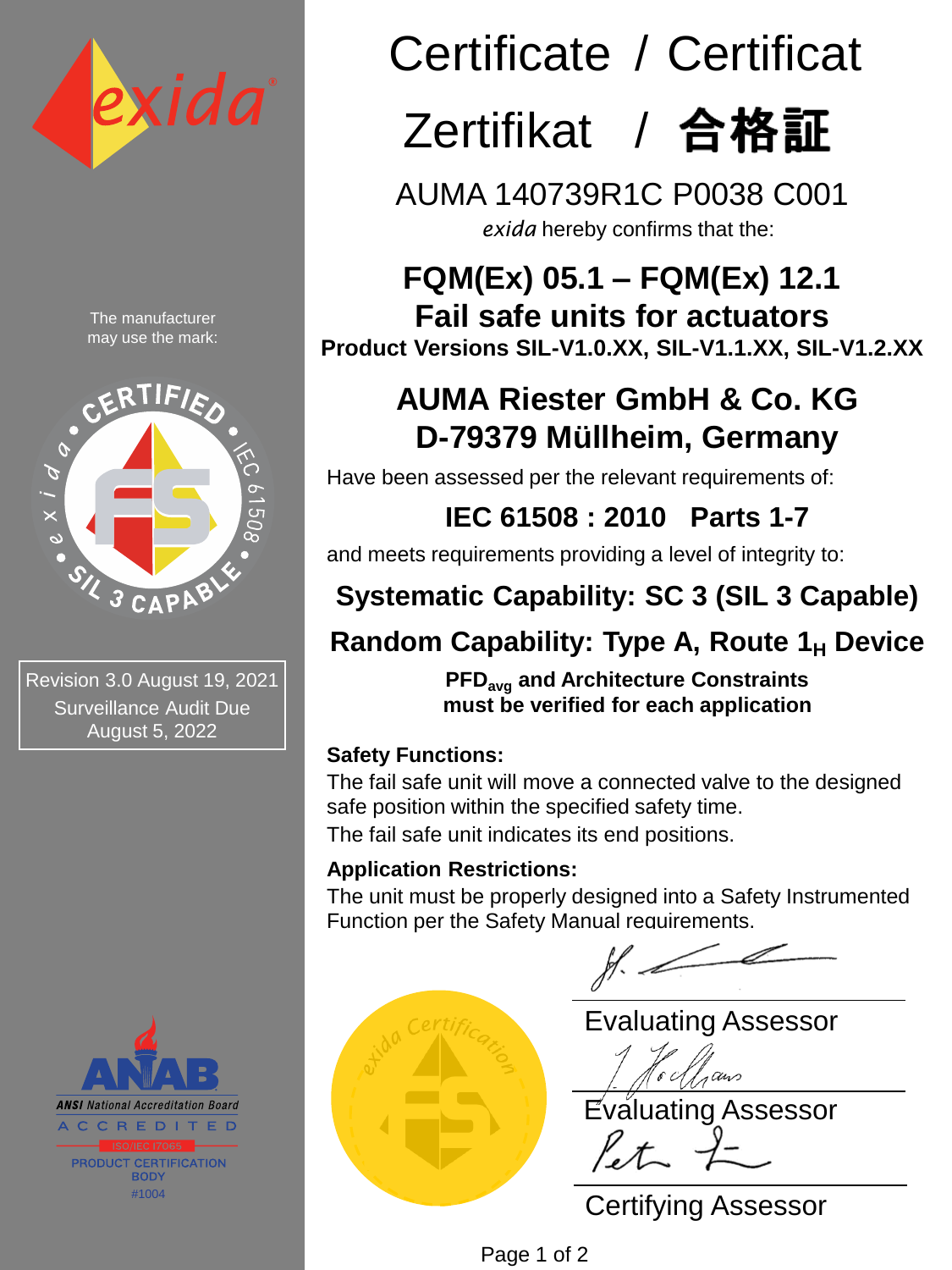# Certificate / Certificat

# Zertifikat / 合格証

## AUMA 140739R1C P0038 C001

*exida* hereby confirms that the:

## FQM(Ex) 05.1 – FQM(Ex) 12.1
## Fail safe units for actuators

**Product Versions SIL-V1.0.XX, SIL-V1.1.XX, SIL-V1.2.XX**

## AUMA Riester GmbH & Co. KG
## D-79379 Müllheim, Germany

Have been assessed per the relevant requirements of:

## IEC 61508 : 2010 Parts 1-7

and meets requirements providing a level of integrity to:

## Systematic Capability: SC 3 (SIL 3 Capable)

## Random Capability: Type A, Route $1_H$ Device

**$PFD_{avg}$ and Architecture Constraints must be verified for each application**

**Safety Functions:**

The fail safe unit will move a connected valve to the designed safe position within the specified safety time.

The fail safe unit indicates its end positions.

**Application Restrictions:**

The unit must be properly designed into a Safety Instrumented Function per the Safety Manual requirements.

The manufacturer may use the mark:

CERTIFIED • IEC 61508 • SIL 3 CAPABLE • exida

Revision 3.0 August 19, 2021
Surveillance Audit Due August 5, 2022

ANAB
ANSI National Accreditation Board
ACCREDITED
ISO/IEC 17065
PRODUCT CERTIFICATION BODY
#1004

Evaluating Assessor

Evaluating Assessor

Certifying Assessor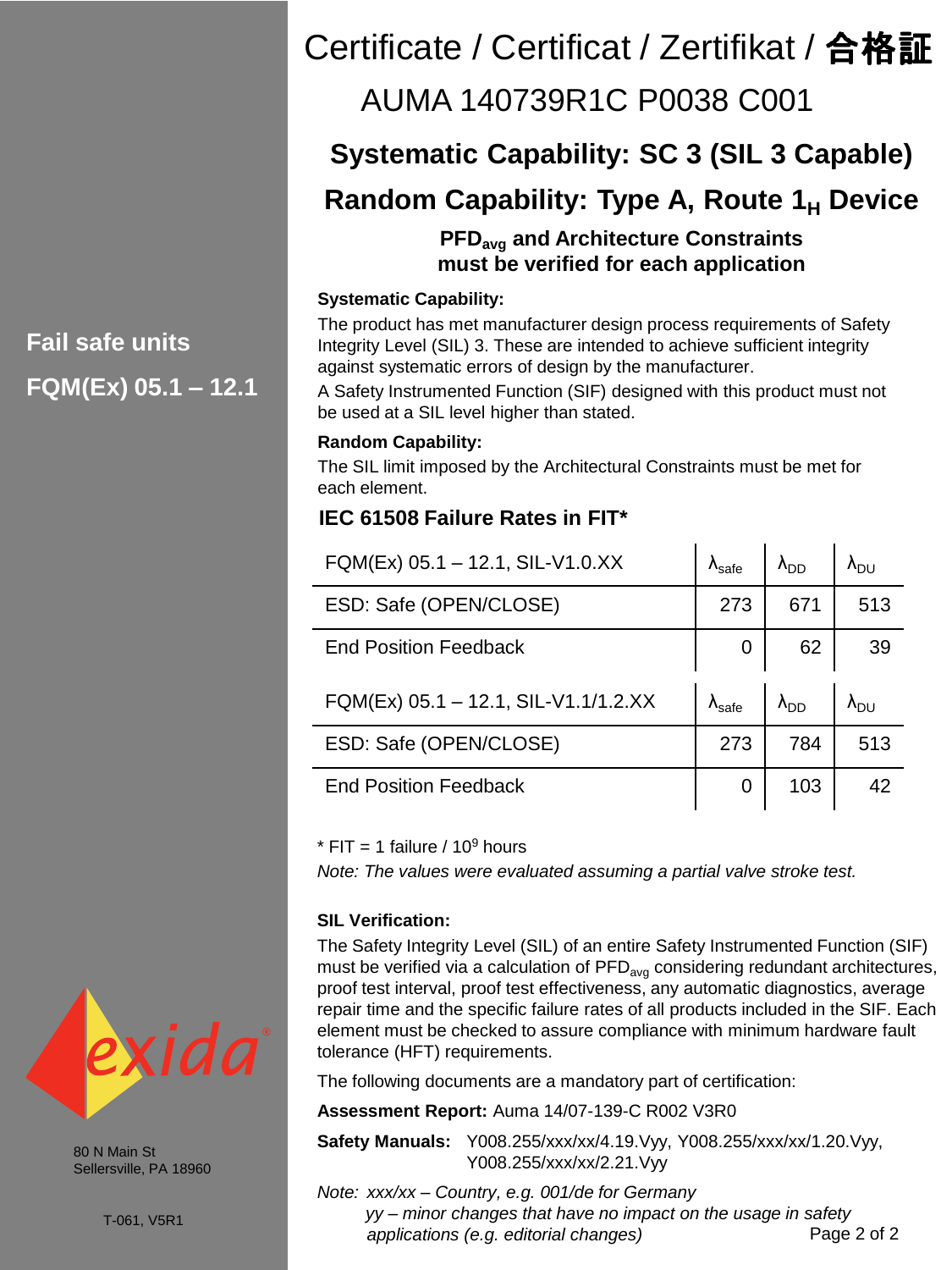# Certificate / Certificat / Zertifikat / 合格証

## AUMA 140739R1C P0038 C001

**Fail safe units**

**FQM(Ex) 05.1 – 12.1**

## Systematic Capability: SC 3 (SIL 3 Capable)

## Random Capability: Type A, Route $1_H$ Device

**$PFD_{avg}$ and Architecture Constraints must be verified for each application**

### Systematic Capability:

The product has met manufacturer design process requirements of Safety Integrity Level (SIL) 3. These are intended to achieve sufficient integrity against systematic errors of design by the manufacturer.

A Safety Instrumented Function (SIF) designed with this product must not be used at a SIL level higher than stated.

### Random Capability:

The SIL limit imposed by the Architectural Constraints must be met for each element.

### IEC 61508 Failure Rates in FIT*

| FQM(Ex) 05.1 – 12.1, SIL-V1.0.XX | $\lambda_{safe}$ | $\lambda_{DD}$ | $\lambda_{DU}$ |
|---|---|---|---|
| ESD: Safe (OPEN/CLOSE) | 273 | 671 | 513 |
| End Position Feedback | 0 | 62 | 39 |
| **FQM(Ex) 05.1 – 12.1, SIL-V1.1/1.2.XX** | **$\lambda_{safe}$** | **$\lambda_{DD}$** | **$\lambda_{DU}$** |
| ESD: Safe (OPEN/CLOSE) | 273 | 784 | 513 |
| End Position Feedback | 0 | 103 | 42 |

* FIT = 1 failure / $10^9$ hours

*Note: The values were evaluated assuming a partial valve stroke test.*

### SIL Verification:

The Safety Integrity Level (SIL) of an entire Safety Instrumented Function (SIF) must be verified via a calculation of $PFD_{avg}$ considering redundant architectures, proof test interval, proof test effectiveness, any automatic diagnostics, average repair time and the specific failure rates of all products included in the SIF. Each element must be checked to assure compliance with minimum hardware fault tolerance (HFT) requirements.

The following documents are a mandatory part of certification:

**Assessment Report:** Auma 14/07-139-C R002 V3R0

**Safety Manuals:** Y008.255/xxx/xx/4.19.Vyy, Y008.255/xxx/xx/1.20.Vyy, Y008.255/xxx/xx/2.21.Vyy

*Note: xxx/xx – Country, e.g. 001/de for Germany*
*yy – minor changes that have no impact on the usage in safety applications (e.g. editorial changes)*

exida

80 N Main St
Sellersville, PA 18960

T-061, V5R1